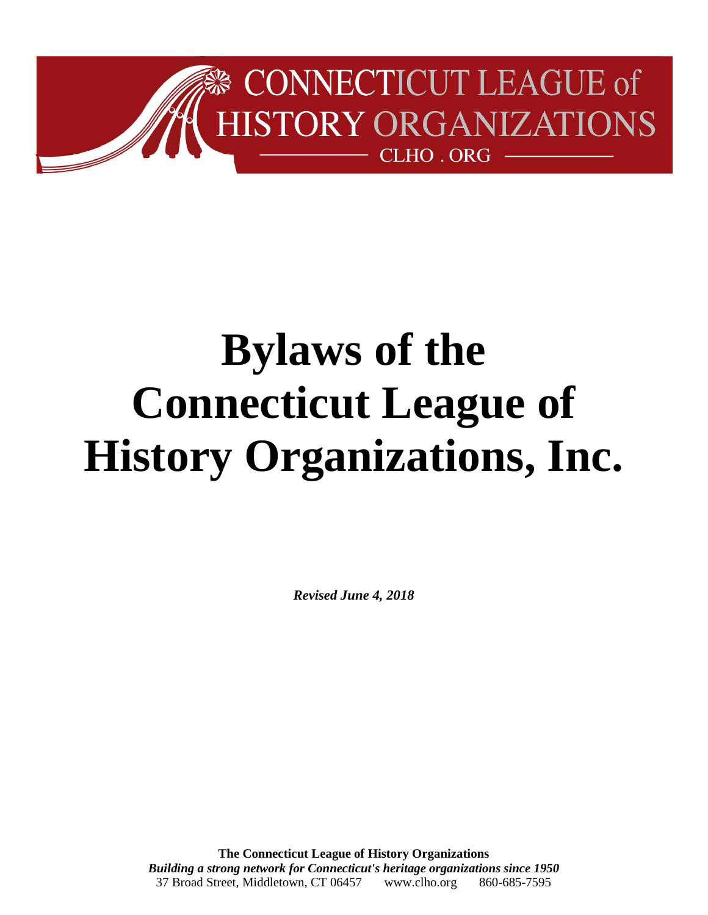CONNECTICUT LEAGUE of HISTORY ORGANIZATIONS

CLHO . ORG

# Bylaws of the Connecticut League of History Organizations, Inc.

***Revised June 4, 2018***

**The Connecticut League of History Organizations**
***Building a strong network for Connecticut's heritage organizations since 1950***
37 Broad Street, Middletown, CT 06457 www.clho.org 860-685-7595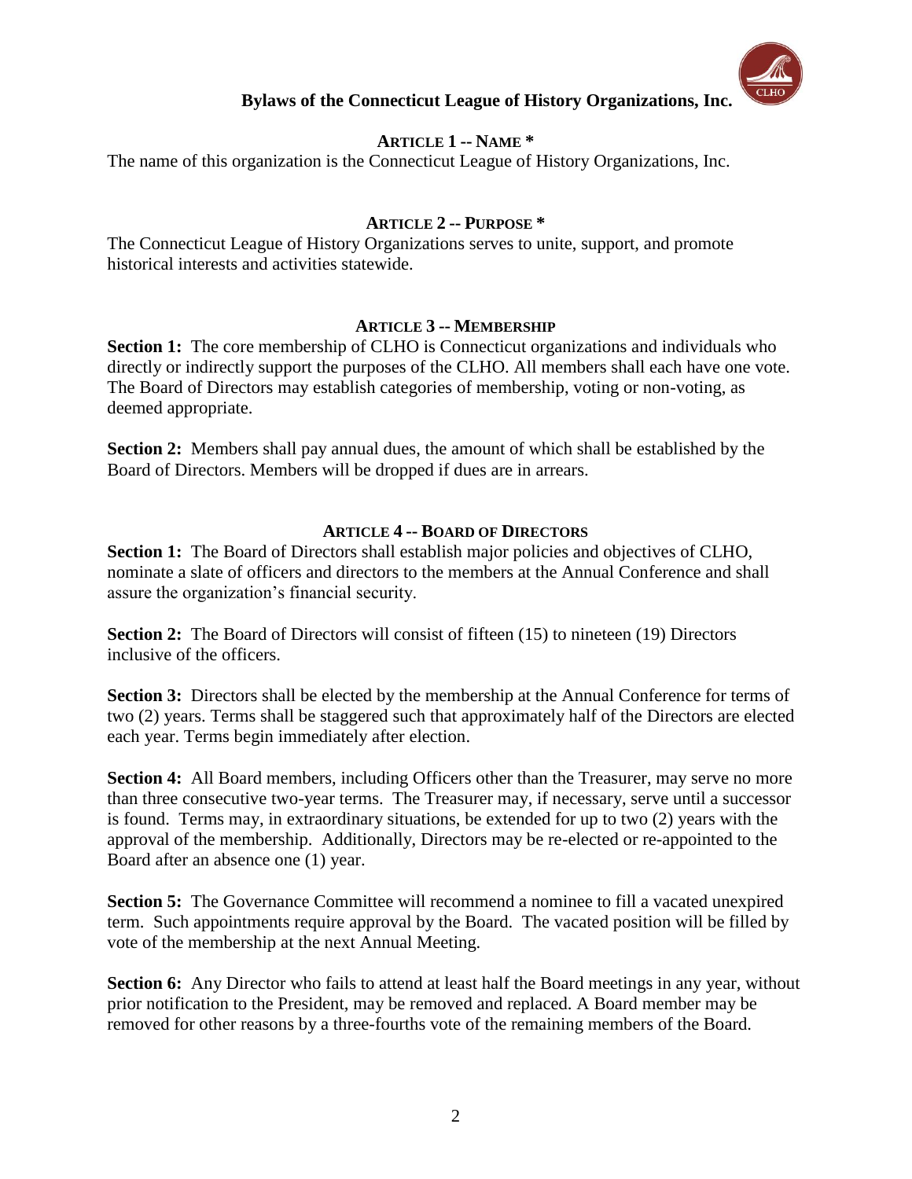## Bylaws of the Connecticut League of History Organizations, Inc.

### ARTICLE 1 -- NAME *

The name of this organization is the Connecticut League of History Organizations, Inc.

### ARTICLE 2 -- PURPOSE *

The Connecticut League of History Organizations serves to unite, support, and promote historical interests and activities statewide.

### ARTICLE 3 -- MEMBERSHIP

**Section 1:** The core membership of CLHO is Connecticut organizations and individuals who directly or indirectly support the purposes of the CLHO. All members shall each have one vote. The Board of Directors may establish categories of membership, voting or non-voting, as deemed appropriate.

**Section 2:** Members shall pay annual dues, the amount of which shall be established by the Board of Directors. Members will be dropped if dues are in arrears.

### ARTICLE 4 -- BOARD OF DIRECTORS

**Section 1:** The Board of Directors shall establish major policies and objectives of CLHO, nominate a slate of officers and directors to the members at the Annual Conference and shall assure the organization's financial security.

**Section 2:** The Board of Directors will consist of fifteen (15) to nineteen (19) Directors inclusive of the officers.

**Section 3:** Directors shall be elected by the membership at the Annual Conference for terms of two (2) years. Terms shall be staggered such that approximately half of the Directors are elected each year. Terms begin immediately after election.

**Section 4:** All Board members, including Officers other than the Treasurer, may serve no more than three consecutive two-year terms. The Treasurer may, if necessary, serve until a successor is found. Terms may, in extraordinary situations, be extended for up to two (2) years with the approval of the membership. Additionally, Directors may be re-elected or re-appointed to the Board after an absence one (1) year.

**Section 5:** The Governance Committee will recommend a nominee to fill a vacated unexpired term. Such appointments require approval by the Board. The vacated position will be filled by vote of the membership at the next Annual Meeting.

**Section 6:** Any Director who fails to attend at least half the Board meetings in any year, without prior notification to the President, may be removed and replaced. A Board member may be removed for other reasons by a three-fourths vote of the remaining members of the Board.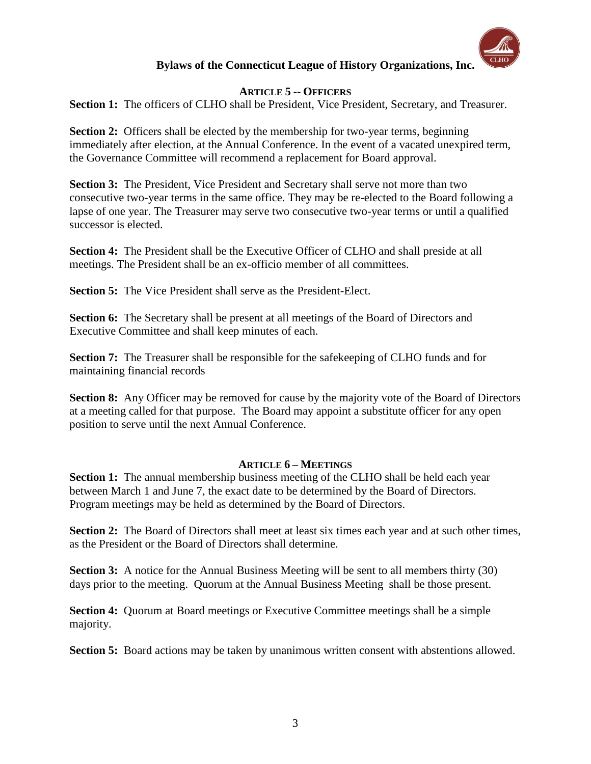## ARTICLE 5 -- OFFICERS

**Section 1:** The officers of CLHO shall be President, Vice President, Secretary, and Treasurer.

**Section 2:** Officers shall be elected by the membership for two-year terms, beginning immediately after election, at the Annual Conference. In the event of a vacated unexpired term, the Governance Committee will recommend a replacement for Board approval.

**Section 3:** The President, Vice President and Secretary shall serve not more than two consecutive two-year terms in the same office. They may be re-elected to the Board following a lapse of one year. The Treasurer may serve two consecutive two-year terms or until a qualified successor is elected.

**Section 4:** The President shall be the Executive Officer of CLHO and shall preside at all meetings. The President shall be an ex-officio member of all committees.

**Section 5:** The Vice President shall serve as the President-Elect.

**Section 6:** The Secretary shall be present at all meetings of the Board of Directors and Executive Committee and shall keep minutes of each.

**Section 7:** The Treasurer shall be responsible for the safekeeping of CLHO funds and for maintaining financial records

**Section 8:** Any Officer may be removed for cause by the majority vote of the Board of Directors at a meeting called for that purpose. The Board may appoint a substitute officer for any open position to serve until the next Annual Conference.

## ARTICLE 6 – MEETINGS

**Section 1:** The annual membership business meeting of the CLHO shall be held each year between March 1 and June 7, the exact date to be determined by the Board of Directors. Program meetings may be held as determined by the Board of Directors.

**Section 2:** The Board of Directors shall meet at least six times each year and at such other times, as the President or the Board of Directors shall determine.

**Section 3:** A notice for the Annual Business Meeting will be sent to all members thirty (30) days prior to the meeting. Quorum at the Annual Business Meeting shall be those present.

**Section 4:** Quorum at Board meetings or Executive Committee meetings shall be a simple majority.

**Section 5:** Board actions may be taken by unanimous written consent with abstentions allowed.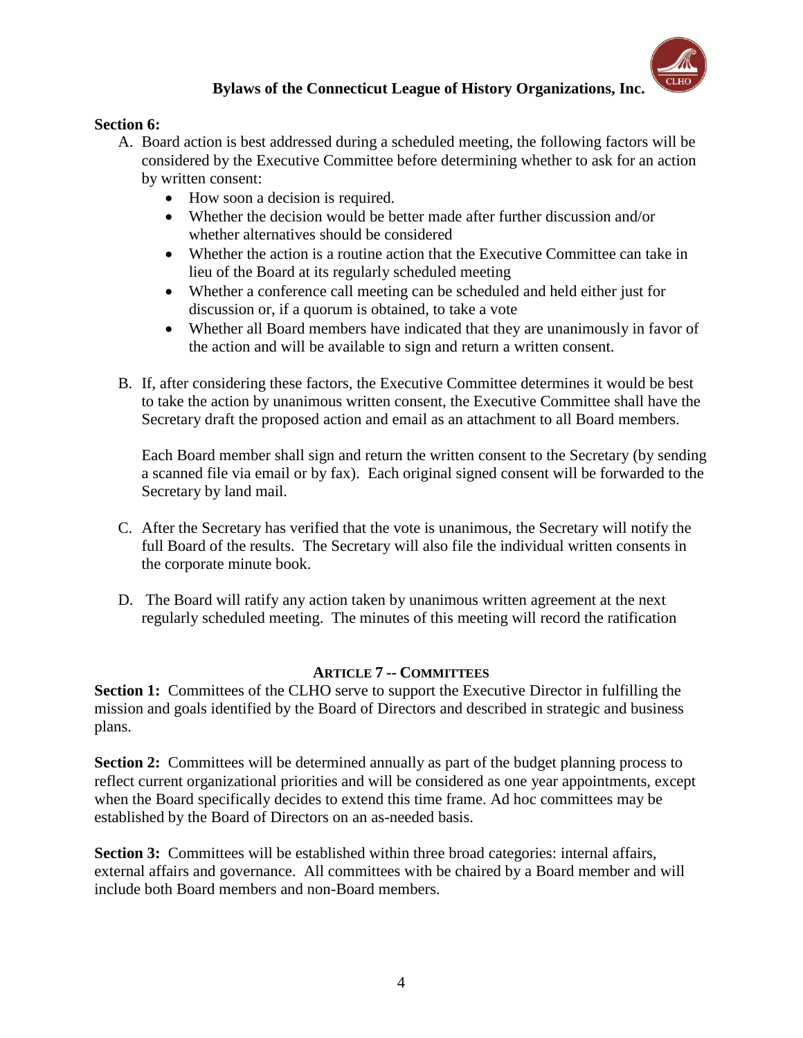**Section 6:**

A. Board action is best addressed during a scheduled meeting, the following factors will be considered by the Executive Committee before determining whether to ask for an action by written consent:
   - How soon a decision is required.
   - Whether the decision would be better made after further discussion and/or whether alternatives should be considered
   - Whether the action is a routine action that the Executive Committee can take in lieu of the Board at its regularly scheduled meeting
   - Whether a conference call meeting can be scheduled and held either just for discussion or, if a quorum is obtained, to take a vote
   - Whether all Board members have indicated that they are unanimously in favor of the action and will be available to sign and return a written consent.

B. If, after considering these factors, the Executive Committee determines it would be best to take the action by unanimous written consent, the Executive Committee shall have the Secretary draft the proposed action and email as an attachment to all Board members.

   Each Board member shall sign and return the written consent to the Secretary (by sending a scanned file via email or by fax). Each original signed consent will be forwarded to the Secretary by land mail.

C. After the Secretary has verified that the vote is unanimous, the Secretary will notify the full Board of the results. The Secretary will also file the individual written consents in the corporate minute book.

D. The Board will ratify any action taken by unanimous written agreement at the next regularly scheduled meeting. The minutes of this meeting will record the ratification

## ARTICLE 7 -- COMMITTEES

**Section 1:** Committees of the CLHO serve to support the Executive Director in fulfilling the mission and goals identified by the Board of Directors and described in strategic and business plans.

**Section 2:** Committees will be determined annually as part of the budget planning process to reflect current organizational priorities and will be considered as one year appointments, except when the Board specifically decides to extend this time frame. Ad hoc committees may be established by the Board of Directors on an as-needed basis.

**Section 3:** Committees will be established within three broad categories: internal affairs, external affairs and governance. All committees with be chaired by a Board member and will include both Board members and non-Board members.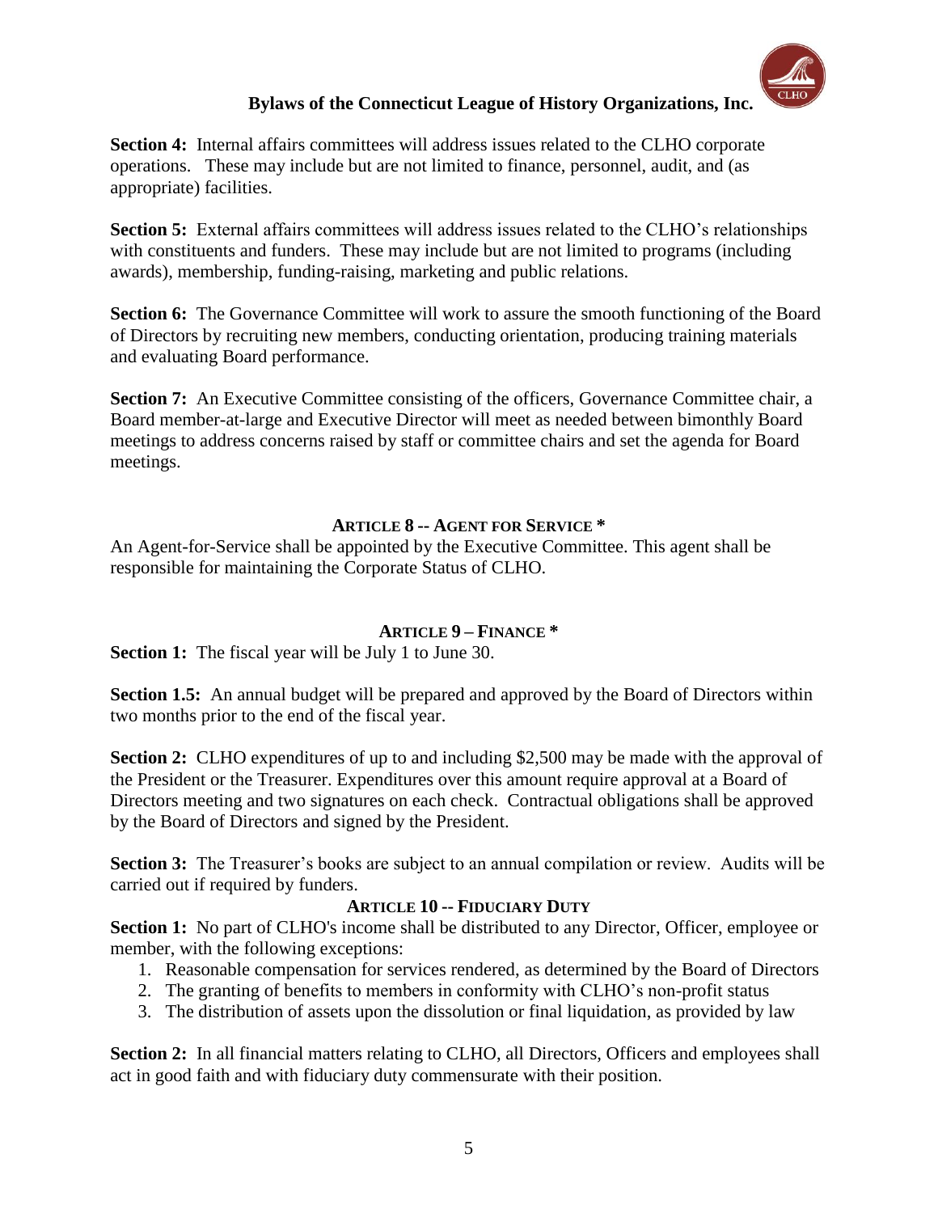**Section 4:** Internal affairs committees will address issues related to the CLHO corporate operations. These may include but are not limited to finance, personnel, audit, and (as appropriate) facilities.

**Section 5:** External affairs committees will address issues related to the CLHO's relationships with constituents and funders. These may include but are not limited to programs (including awards), membership, funding-raising, marketing and public relations.

**Section 6:** The Governance Committee will work to assure the smooth functioning of the Board of Directors by recruiting new members, conducting orientation, producing training materials and evaluating Board performance.

**Section 7:** An Executive Committee consisting of the officers, Governance Committee chair, a Board member-at-large and Executive Director will meet as needed between bimonthly Board meetings to address concerns raised by staff or committee chairs and set the agenda for Board meetings.

## ARTICLE 8 -- AGENT FOR SERVICE *

An Agent-for-Service shall be appointed by the Executive Committee. This agent shall be responsible for maintaining the Corporate Status of CLHO.

## ARTICLE 9 – FINANCE *

**Section 1:** The fiscal year will be July 1 to June 30.

**Section 1.5:** An annual budget will be prepared and approved by the Board of Directors within two months prior to the end of the fiscal year.

**Section 2:** CLHO expenditures of up to and including $2,500 may be made with the approval of the President or the Treasurer. Expenditures over this amount require approval at a Board of Directors meeting and two signatures on each check. Contractual obligations shall be approved by the Board of Directors and signed by the President.

**Section 3:** The Treasurer's books are subject to an annual compilation or review. Audits will be carried out if required by funders.

## ARTICLE 10 -- FIDUCIARY DUTY

**Section 1:** No part of CLHO's income shall be distributed to any Director, Officer, employee or member, with the following exceptions:

1. Reasonable compensation for services rendered, as determined by the Board of Directors
2. The granting of benefits to members in conformity with CLHO's non-profit status
3. The distribution of assets upon the dissolution or final liquidation, as provided by law

**Section 2:** In all financial matters relating to CLHO, all Directors, Officers and employees shall act in good faith and with fiduciary duty commensurate with their position.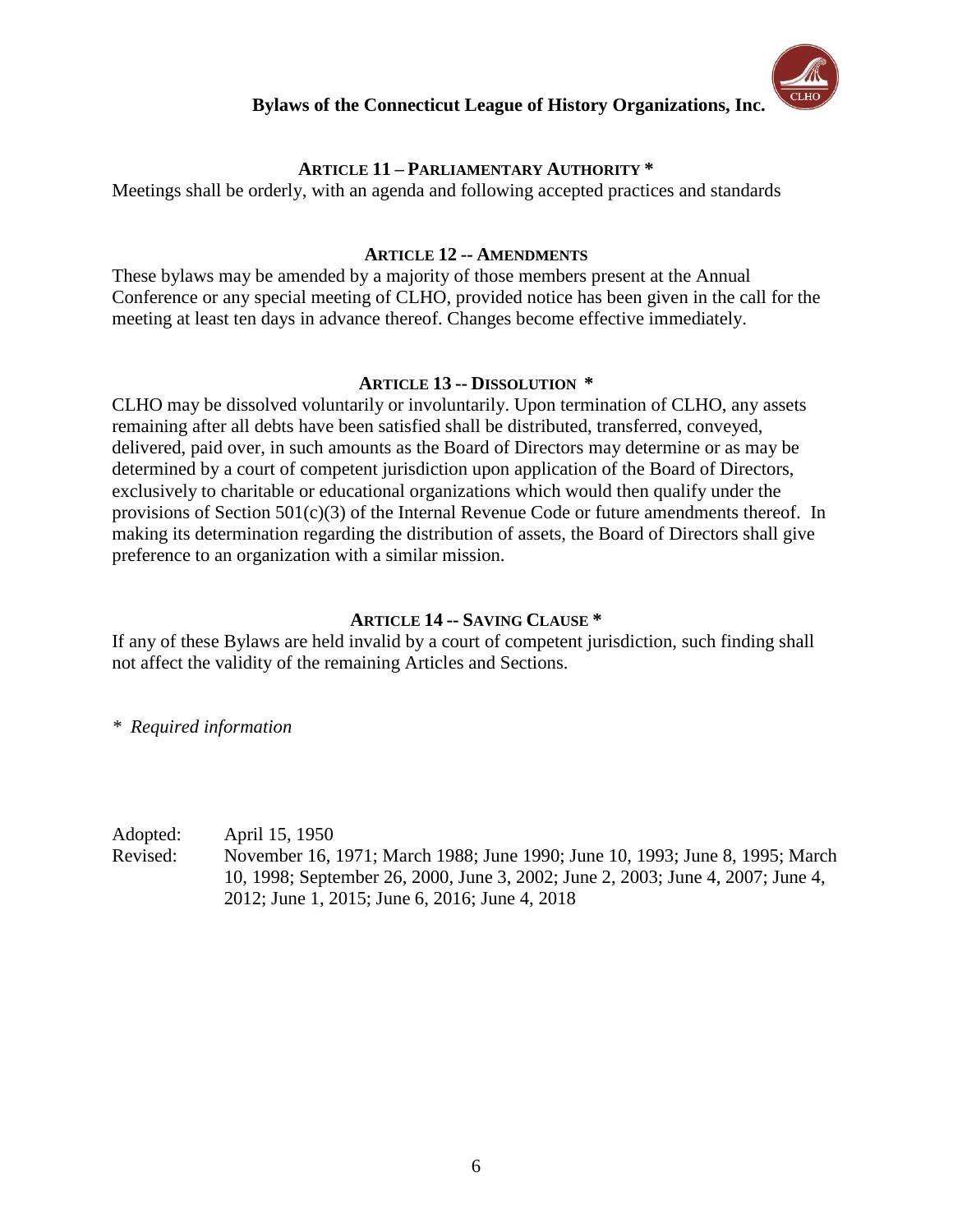## Article 11 – Parliamentary Authority *

Meetings shall be orderly, with an agenda and following accepted practices and standards

## Article 12 -- Amendments

These bylaws may be amended by a majority of those members present at the Annual Conference or any special meeting of CLHO, provided notice has been given in the call for the meeting at least ten days in advance thereof. Changes become effective immediately.

## Article 13 -- Dissolution *

CLHO may be dissolved voluntarily or involuntarily. Upon termination of CLHO, any assets remaining after all debts have been satisfied shall be distributed, transferred, conveyed, delivered, paid over, in such amounts as the Board of Directors may determine or as may be determined by a court of competent jurisdiction upon application of the Board of Directors, exclusively to charitable or educational organizations which would then qualify under the provisions of Section 501(c)(3) of the Internal Revenue Code or future amendments thereof. In making its determination regarding the distribution of assets, the Board of Directors shall give preference to an organization with a similar mission.

## Article 14 -- Saving Clause *

If any of these Bylaws are held invalid by a court of competent jurisdiction, such finding shall not affect the validity of the remaining Articles and Sections.

*\* Required information*

Adopted: April 15, 1950

Revised: November 16, 1971; March 1988; June 1990; June 10, 1993; June 8, 1995; March 10, 1998; September 26, 2000, June 3, 2002; June 2, 2003; June 4, 2007; June 4, 2012; June 1, 2015; June 6, 2016; June 4, 2018